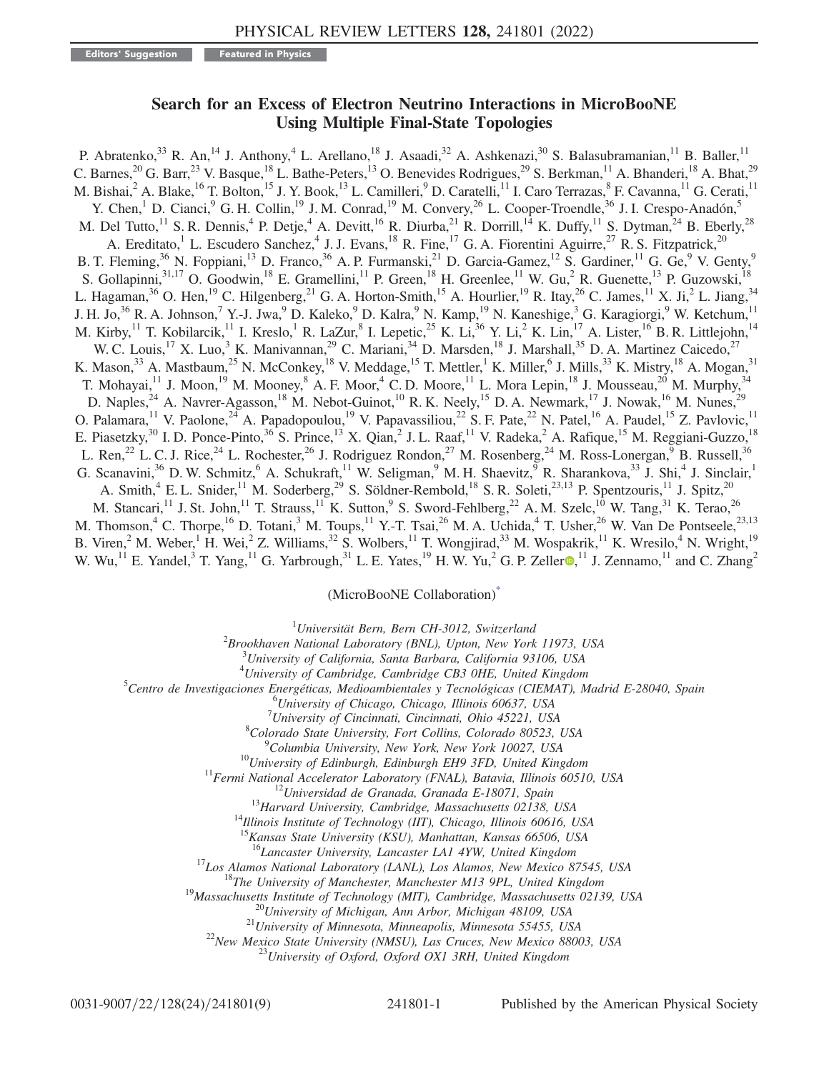Editors' Suggestion Featured in Physics

# Search for an Excess of Electron Neutrino Interactions in MicroBooNE Using Multiple Final-State Topologies

P. Abratenko,[33] R. An,[14] J. Anthony,[4] L. Arellano,[18] J. Asaadi,[32] A. Ashkenazi,[30] S. Balasubramanian,[11] B. Baller,[11] C. Barnes,[20] G. Barr,[23] V. Basque,[18] L. Bathe-Peters,[13] O. Benevides Rodrigues,[29] S. Berkman,[11] A. Bhanderi,[18] A. Bhat,[29] M. Bishai,[2] A. Blake,[16] T. Bolton,[15] J. Y. Book,[13] L. Camilleri,[9] D. Caratelli,[11] I. Caro Terrazas,[8] F. Cavanna,[11] G. Cerati,[11] Y. Chen,[1] D. Cianci,[9] G. H. Collin,[19] J. M. Conrad,[19] M. Convery,[26] L. Cooper-Troendle,[36] J. I. Crespo-Anadón,[5] M. Del Tutto,[11] S. R. Dennis,[4] P. Detje,[4] A. Devitt,[16] R. Diurba,[21] R. Dorrill,[14] K. Duffy,[11] S. Dytman,[24] B. Eberly,[28] A. Ereditato,[1] L. Escudero Sanchez,[4] J. J. Evans,[18] R. Fine,[17] G. A. Fiorentini Aguirre,[27] R. S. Fitzpatrick,[20] B. T. Fleming,[36] N. Foppiani,[13] D. Franco,[36] A. P. Furmanski,[21] D. Garcia-Gamez,[12] S. Gardiner,[11] G. Ge,[9] V. Genty,[9] S. Gollapinni,[31,17] O. Goodwin,[18] E. Gramellini,[11] P. Green,[18] H. Greenlee,[11] W. Gu,[2] R. Guenette,[13] P. Guzowski,[18] L. Hagaman,[36] O. Hen,[19] C. Hilgenberg,[21] G. A. Horton-Smith,[15] A. Hourlier,[19] R. Itay,[26] C. James,[11] X. Ji,[2] L. Jiang,[34] J. H. Jo,[36] R. A. Johnson,[7] Y.-J. Jwa,[9] D. Kaleko,[9] D. Kalra,[9] N. Kamp,[19] N. Kaneshige,[3] G. Karagiorgi,[9] W. Ketchum,[11] M. Kirby,[11] T. Kobilarcik,[11] I. Kreslo,[1] R. LaZur,[8] I. Lepetic,[25] K. Li,[36] Y. Li,[2] K. Lin,[17] A. Lister,[16] B. R. Littlejohn,[14] W. C. Louis,[17] X. Luo,[3] K. Manivannan,[29] C. Mariani,[34] D. Marsden,[18] J. Marshall,[35] D. A. Martinez Caicedo,[27] K. Mason,[33] A. Mastbaum,[25] N. McConkey,[18] V. Meddage,[15] T. Mettler,[1] K. Miller,[6] J. Mills,[33] K. Mistry,[18] A. Mogan,[31] T. Mohayai,[11] J. Moon,[19] M. Mooney,[8] A. F. Moor,[4] C. D. Moore,[11] L. Mora Lepin,[18] J. Mousseau,[20] M. Murphy,[34] D. Naples,[24] A. Navrer-Agasson,[18] M. Nebot-Guinot,[10] R. K. Neely,[15] D. A. Newmark,[17] J. Nowak,[16] M. Nunes,[29] O. Palamara,[11] V. Paolone,[24] A. Papadopoulou,[19] V. Papavassiliou,[22] S. F. Pate,[22] N. Patel,[16] A. Paudel,[15] Z. Pavlovic,[11] E. Piasetzky,[30] I. D. Ponce-Pinto,[36] S. Prince,[13] X. Qian,[2] J. L. Raaf,[11] V. Radeka,[2] A. Rafique,[15] M. Reggiani-Guzzo,[18] L. Ren,[22] L. C. J. Rice,[24] L. Rochester,[26] J. Rodriguez Rondon,[27] M. Rosenberg,[24] M. Ross-Lonergan,[9] B. Russell,[36] G. Scanavini,[36] D. W. Schmitz,[6] A. Schukraft,[11] W. Seligman,[9] M. H. Shaevitz,[9] R. Sharankova,[33] J. Shi,[4] J. Sinclair,[1] A. Smith,[4] E. L. Snider,[11] M. Soderberg,[29] S. Söldner-Rembold,[18] S. R. Soleti,[23,13] P. Spentzouris,[11] J. Spitz,[20] M. Stancari,[11] J. St. John,[11] T. Strauss,[11] K. Sutton,[9] S. Sword-Fehlberg,[22] A. M. Szelc,[10] W. Tang,[31] K. Terao,[26] M. Thomson,[4] C. Thorpe,[16] D. Totani,[3] M. Toups,[11] Y.-T. Tsai,[26] M. A. Uchida,[4] T. Usher,[26] W. Van De Pontseele,[23,13] B. Viren,[2] M. Weber,[1] H. Wei,[2] Z. Williams,[32] S. Wolbers,[11] T. Wongjirad,[33] M. Wospakrik,[11] K. Wresilo,[4] N. Wright,[19] W. Wu,[11] E. Yandel,[3] T. Yang,[11] G. Yarbrough,[31] L. E. Yates,[19] H. W. Yu,[2] G. P. Zeller,[11] J. Zennamo,[11] and C. Zhang[2]

(MicroBooNE Collaboration)[*]

[1]Universität Bern, Bern CH-3012, Switzerland
[2]Brookhaven National Laboratory (BNL), Upton, New York 11973, USA
[3]University of California, Santa Barbara, California 93106, USA
[4]University of Cambridge, Cambridge CB3 0HE, United Kingdom
[5]Centro de Investigaciones Energéticas, Medioambientales y Tecnológicas (CIEMAT), Madrid E-28040, Spain
[6]University of Chicago, Chicago, Illinois 60637, USA
[7]University of Cincinnati, Cincinnati, Ohio 45221, USA
[8]Colorado State University, Fort Collins, Colorado 80523, USA
[9]Columbia University, New York, New York 10027, USA
[10]University of Edinburgh, Edinburgh EH9 3FD, United Kingdom
[11]Fermi National Accelerator Laboratory (FNAL), Batavia, Illinois 60510, USA
[12]Universidad de Granada, Granada E-18071, Spain
[13]Harvard University, Cambridge, Massachusetts 02138, USA
[14]Illinois Institute of Technology (IIT), Chicago, Illinois 60616, USA
[15]Kansas State University (KSU), Manhattan, Kansas 66506, USA
[16]Lancaster University, Lancaster LA1 4YW, United Kingdom
[17]Los Alamos National Laboratory (LANL), Los Alamos, New Mexico 87545, USA
[18]The University of Manchester, Manchester M13 9PL, United Kingdom
[19]Massachusetts Institute of Technology (MIT), Cambridge, Massachusetts 02139, USA
[20]University of Michigan, Ann Arbor, Michigan 48109, USA
[21]University of Minnesota, Minneapolis, Minnesota 55455, USA
[22]New Mexico State University (NMSU), Las Cruces, New Mexico 88003, USA
[23]University of Oxford, Oxford OX1 3RH, United Kingdom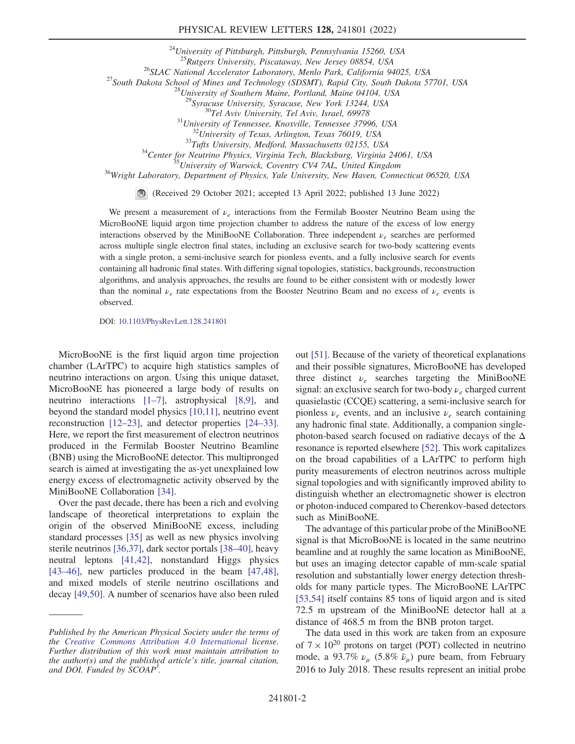[24]University of Pittsburgh, Pittsburgh, Pennsylvania 15260, USA
[25]Rutgers University, Piscataway, New Jersey 08854, USA
[26]SLAC National Accelerator Laboratory, Menlo Park, California 94025, USA
[27]South Dakota School of Mines and Technology (SDSMT), Rapid City, South Dakota 57701, USA
[28]University of Southern Maine, Portland, Maine 04104, USA
[29]Syracuse University, Syracuse, New York 13244, USA
[30]Tel Aviv University, Tel Aviv, Israel, 69978
[31]University of Tennessee, Knoxville, Tennessee 37996, USA
[32]University of Texas, Arlington, Texas 76019, USA
[33]Tufts University, Medford, Massachusetts 02155, USA
[34]Center for Neutrino Physics, Virginia Tech, Blacksburg, Virginia 24061, USA
[35]University of Warwick, Coventry CV4 7AL, United Kingdom
[36]Wright Laboratory, Department of Physics, Yale University, New Haven, Connecticut 06520, USA

(Received 29 October 2021; accepted 13 April 2022; published 13 June 2022)

We present a measurement of $\nu_e$ interactions from the Fermilab Booster Neutrino Beam using the MicroBooNE liquid argon time projection chamber to address the nature of the excess of low energy interactions observed by the MiniBooNE Collaboration. Three independent $\nu_e$ searches are performed across multiple single electron final states, including an exclusive search for two-body scattering events with a single proton, a semi-inclusive search for pionless events, and a fully inclusive search for events containing all hadronic final states. With differing signal topologies, statistics, backgrounds, reconstruction algorithms, and analysis approaches, the results are found to be either consistent with or modestly lower than the nominal $\nu_e$ rate expectations from the Booster Neutrino Beam and no excess of $\nu_e$ events is observed.

DOI: 10.1103/PhysRevLett.128.241801

MicroBooNE is the first liquid argon time projection chamber (LArTPC) to acquire high statistics samples of neutrino interactions on argon. Using this unique dataset, MicroBooNE has pioneered a large body of results on neutrino interactions [1–7], astrophysical [8,9], and beyond the standard model physics [10,11], neutrino event reconstruction [12–23], and detector properties [24–33]. Here, we report the first measurement of electron neutrinos produced in the Fermilab Booster Neutrino Beamline (BNB) using the MicroBooNE detector. This multipronged search is aimed at investigating the as-yet unexplained low energy excess of electromagnetic activity observed by the MiniBooNE Collaboration [34].

Over the past decade, there has been a rich and evolving landscape of theoretical interpretations to explain the origin of the observed MiniBooNE excess, including standard processes [35] as well as new physics involving sterile neutrinos [36,37], dark sector portals [38–40], heavy neutral leptons [41,42], nonstandard Higgs physics [43–46], new particles produced in the beam [47,48], and mixed models of sterile neutrino oscillations and decay [49,50]. A number of scenarios have also been ruled out [51]. Because of the variety of theoretical explanations and their possible signatures, MicroBooNE has developed three distinct $\nu_e$ searches targeting the MiniBooNE signal: an exclusive search for two-body $\nu_e$ charged current quasielastic (CCQE) scattering, a semi-inclusive search for pionless $\nu_e$ events, and an inclusive $\nu_e$ search containing any hadronic final state. Additionally, a companion single-photon-based search focused on radiative decays of the $\Delta$ resonance is reported elsewhere [52]. This work capitalizes on the broad capabilities of a LArTPC to perform high purity measurements of electron neutrinos across multiple signal topologies and with significantly improved ability to distinguish whether an electromagnetic shower is electron or photon-induced compared to Cherenkov-based detectors such as MiniBooNE.

The advantage of this particular probe of the MiniBooNE signal is that MicroBooNE is located in the same neutrino beamline and at roughly the same location as MiniBooNE, but uses an imaging detector capable of mm-scale spatial resolution and substantially lower energy detection thresholds for many particle types. The MicroBooNE LArTPC [53,54] itself contains 85 tons of liquid argon and is sited 72.5 m upstream of the MiniBooNE detector hall at a distance of 468.5 m from the BNB proton target.

The data used in this work are taken from an exposure of $7 \times 10^{20}$ protons on target (POT) collected in neutrino mode, a 93.7% $\nu_\mu$ (5.8% $\bar{\nu}_\mu$) pure beam, from February 2016 to July 2018. These results represent an initial probe

*Published by the American Physical Society under the terms of the Creative Commons Attribution 4.0 International license. Further distribution of this work must maintain attribution to the author(s) and the published article's title, journal citation, and DOI. Funded by SCOAP[3].*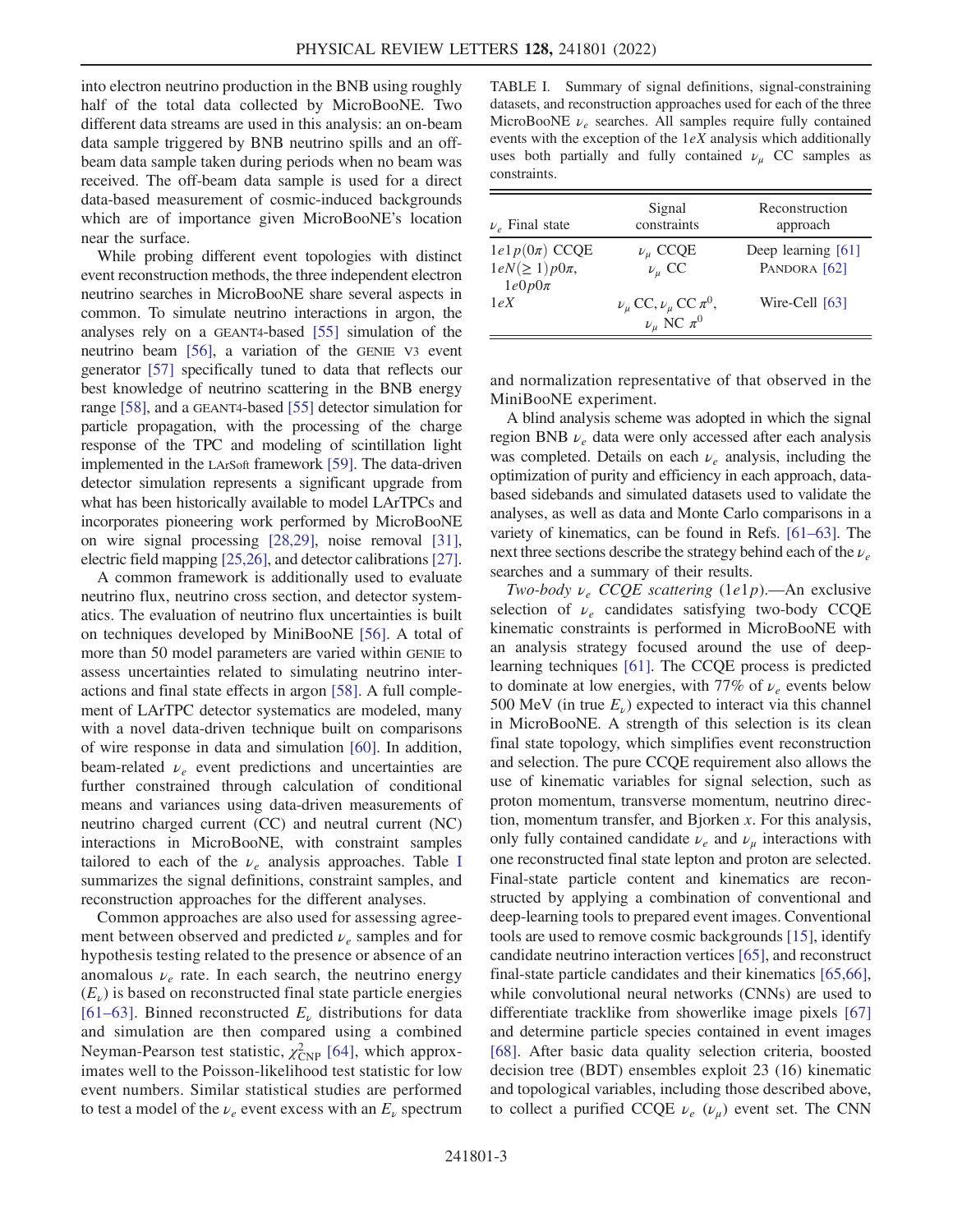into electron neutrino production in the BNB using roughly half of the total data collected by MicroBooNE. Two different data streams are used in this analysis: an on-beam data sample triggered by BNB neutrino spills and an off-beam data sample taken during periods when no beam was received. The off-beam data sample is used for a direct data-based measurement of cosmic-induced backgrounds which are of importance given MicroBooNE's location near the surface.

While probing different event topologies with distinct event reconstruction methods, the three independent electron neutrino searches in MicroBooNE share several aspects in common. To simulate neutrino interactions in argon, the analyses rely on a GEANT4-based [55] simulation of the neutrino beam [56], a variation of the GENIE V3 event generator [57] specifically tuned to data that reflects our best knowledge of neutrino scattering in the BNB energy range [58], and a GEANT4-based [55] detector simulation for particle propagation, with the processing of the charge response of the TPC and modeling of scintillation light implemented in the LArSoft framework [59]. The data-driven detector simulation represents a significant upgrade from what has been historically available to model LArTPCs and incorporates pioneering work performed by MicroBooNE on wire signal processing [28,29], noise removal [31], electric field mapping [25,26], and detector calibrations [27].

A common framework is additionally used to evaluate neutrino flux, neutrino cross section, and detector systematics. The evaluation of neutrino flux uncertainties is built on techniques developed by MiniBooNE [56]. A total of more than 50 model parameters are varied within GENIE to assess uncertainties related to simulating neutrino interactions and final state effects in argon [58]. A full complement of LArTPC detector systematics are modeled, many with a novel data-driven technique built on comparisons of wire response in data and simulation [60]. In addition, beam-related $\nu_e$ event predictions and uncertainties are further constrained through calculation of conditional means and variances using data-driven measurements of neutrino charged current (CC) and neutral current (NC) interactions in MicroBooNE, with constraint samples tailored to each of the $\nu_e$ analysis approaches. Table I summarizes the signal definitions, constraint samples, and reconstruction approaches for the different analyses.

Common approaches are also used for assessing agreement between observed and predicted $\nu_e$ samples and for hypothesis testing related to the presence or absence of an anomalous $\nu_e$ rate. In each search, the neutrino energy ($E_\nu$) is based on reconstructed final state particle energies [61–63]. Binned reconstructed $E_\nu$ distributions for data and simulation are then compared using a combined Neyman-Pearson test statistic, $\chi^2_{\text{CNP}}$ [64], which approximates well to the Poisson-likelihood test statistic for low event numbers. Similar statistical studies are performed to test a model of the $\nu_e$ event excess with an $E_\nu$ spectrum and normalization representative of that observed in the MiniBooNE experiment.

TABLE I. Summary of signal definitions, signal-constraining datasets, and reconstruction approaches used for each of the three MicroBooNE $\nu_e$ searches. All samples require fully contained events with the exception of the $1eX$ analysis which additionally uses both partially and fully contained $\nu_\mu$ CC samples as constraints.

| $\nu_e$ Final state | Signal constraints | Reconstruction approach |
|---|---|---|
| $1e1p(0\pi)$ CCQE | $\nu_\mu$ CCQE | Deep learning [61] |
| $1eN(\geq 1)p0\pi$, $1e0p0\pi$ | $\nu_\mu$ CC | PANDORA [62] |
| $1eX$ | $\nu_\mu$ CC, $\nu_\mu$ CC $\pi^0$, $\nu_\mu$ NC $\pi^0$ | Wire-Cell [63] |

A blind analysis scheme was adopted in which the signal region BNB $\nu_e$ data were only accessed after each analysis was completed. Details on each $\nu_e$ analysis, including the optimization of purity and efficiency in each approach, data-based sidebands and simulated datasets used to validate the analyses, as well as data and Monte Carlo comparisons in a variety of kinematics, can be found in Refs. [61–63]. The next three sections describe the strategy behind each of the $\nu_e$ searches and a summary of their results.

*Two-body $\nu_e$ CCQE scattering* ($1e1p$).—An exclusive selection of $\nu_e$ candidates satisfying two-body CCQE kinematic constraints is performed in MicroBooNE with an analysis strategy focused around the use of deep-learning techniques [61]. The CCQE process is predicted to dominate at low energies, with 77% of $\nu_e$ events below 500 MeV (in true $E_\nu$) expected to interact via this channel in MicroBooNE. A strength of this selection is its clean final state topology, which simplifies event reconstruction and selection. The pure CCQE requirement also allows the use of kinematic variables for signal selection, such as proton momentum, transverse momentum, neutrino direction, momentum transfer, and Bjorken $x$. For this analysis, only fully contained candidate $\nu_e$ and $\nu_\mu$ interactions with one reconstructed final state lepton and proton are selected. Final-state particle content and kinematics are reconstructed by applying a combination of conventional and deep-learning tools to prepared event images. Conventional tools are used to remove cosmic backgrounds [15], identify candidate neutrino interaction vertices [65], and reconstruct final-state particle candidates and their kinematics [65,66], while convolutional neural networks (CNNs) are used to differentiate tracklike from showerlike image pixels [67] and determine particle species contained in event images [68]. After basic data quality selection criteria, boosted decision tree (BDT) ensembles exploit 23 (16) kinematic and topological variables, including those described above, to collect a purified CCQE $\nu_e$ ($\nu_\mu$) event set. The CNN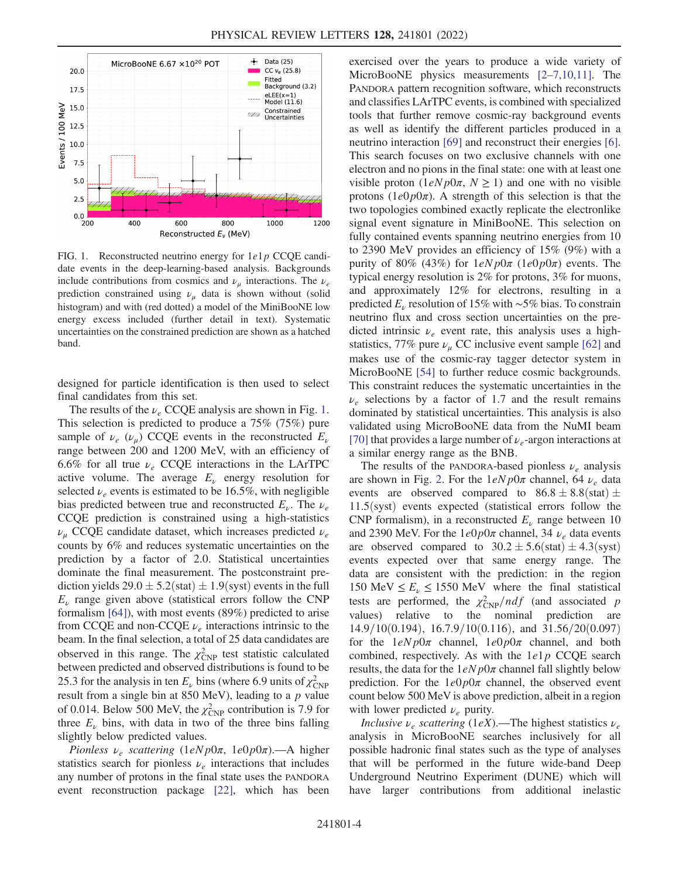FIG. 1. Reconstructed neutrino energy for $1e1p$ CCQE candidate events in the deep-learning-based analysis. Backgrounds include contributions from cosmics and $\nu_\mu$ interactions. The $\nu_e$ prediction constrained using $\nu_\mu$ data is shown without (solid histogram) and with (red dotted) a model of the MiniBooNE low energy excess included (further detail in text). Systematic uncertainties on the constrained prediction are shown as a hatched band.

designed for particle identification is then used to select final candidates from this set.

The results of the $\nu_e$ CCQE analysis are shown in Fig. 1. This selection is predicted to produce a 75% (75%) pure sample of $\nu_e$ ($\nu_\mu$) CCQE events in the reconstructed $E_\nu$ range between 200 and 1200 MeV, with an efficiency of 6.6% for all true $\nu_e$ CCQE interactions in the LArTPC active volume. The average $E_\nu$ energy resolution for selected $\nu_e$ events is estimated to be 16.5%, with negligible bias predicted between true and reconstructed $E_\nu$. The $\nu_e$ CCQE prediction is constrained using a high-statistics $\nu_\mu$ CCQE candidate dataset, which increases predicted $\nu_e$ counts by 6% and reduces systematic uncertainties on the prediction by a factor of 2.0. Statistical uncertainties dominate the final measurement. The postconstraint prediction yields $29.0 \pm 5.2(\text{stat}) \pm 1.9(\text{syst})$ events in the full $E_\nu$ range given above (statistical errors follow the CNP formalism [64]), with most events (89%) predicted to arise from CCQE and non-CCQE $\nu_e$ interactions intrinsic to the beam. In the final selection, a total of 25 data candidates are observed in this range. The $\chi^2_{\text{CNP}}$ test statistic calculated between predicted and observed distributions is found to be 25.3 for the analysis in ten $E_\nu$ bins (where 6.9 units of $\chi^2_{\text{CNP}}$ result from a single bin at 850 MeV), leading to a $p$ value of 0.014. Below 500 MeV, the $\chi^2_{\text{CNP}}$ contribution is 7.9 for three $E_\nu$ bins, with data in two of the three bins falling slightly below predicted values.

*Pionless $\nu_e$ scattering* ($1eNp0\pi$, $1e0p0\pi$).—A higher statistics search for pionless $\nu_e$ interactions that includes any number of protons in the final state uses the PANDORA event reconstruction package [22], which has been exercised over the years to produce a wide variety of MicroBooNE physics measurements [2–7,10,11]. The PANDORA pattern recognition software, which reconstructs and classifies LArTPC events, is combined with specialized tools that further remove cosmic-ray background events as well as identify the different particles produced in a neutrino interaction [69] and reconstruct their energies [6]. This search focuses on two exclusive channels with one electron and no pions in the final state: one with at least one visible proton ($1eNp0\pi$, $N \geq 1$) and one with no visible protons ($1e0p0\pi$). A strength of this selection is that the two topologies combined exactly replicate the electronlike signal event signature in MiniBooNE. This selection on fully contained events spanning neutrino energies from 10 to 2390 MeV provides an efficiency of 15% (9%) with a purity of 80% (43%) for $1eNp0\pi$ ($1e0p0\pi$) events. The typical energy resolution is 2% for protons, 3% for muons, and approximately 12% for electrons, resulting in a predicted $E_\nu$ resolution of 15% with ~5% bias. To constrain neutrino flux and cross section uncertainties on the predicted intrinsic $\nu_e$ event rate, this analysis uses a high-statistics, 77% pure $\nu_\mu$ CC inclusive event sample [62] and makes use of the cosmic-ray tagger detector system in MicroBooNE [54] to further reduce cosmic backgrounds. This constraint reduces the systematic uncertainties in the $\nu_e$ selections by a factor of 1.7 and the result remains dominated by statistical uncertainties. This analysis is also validated using MicroBooNE data from the NuMI beam [70] that provides a large number of $\nu_e$-argon interactions at a similar energy range as the BNB.

The results of the PANDORA-based pionless $\nu_e$ analysis are shown in Fig. 2. For the $1eNp0\pi$ channel, 64 $\nu_e$ data events are observed compared to $86.8 \pm 8.8(\text{stat}) \pm 11.5(\text{syst})$ events expected (statistical errors follow the CNP formalism), in a reconstructed $E_\nu$ range between 10 and 2390 MeV. For the $1e0p0\pi$ channel, 34 $\nu_e$ data events are observed compared to $30.2 \pm 5.6(\text{stat}) \pm 4.3(\text{syst})$ events expected over that same energy range. The data are consistent with the prediction: in the region $150\ \text{MeV} \leq E_\nu \leq 1550\ \text{MeV}$ where the final statistical tests are performed, the $\chi^2_{\text{CNP}}/ndf$ (and associated $p$ values) relative to the nominal prediction are 14.9/10(0.194), 16.7.9/10(0.116), and 31.56/20(0.097) for the $1eNp0\pi$ channel, $1e0p0\pi$ channel, and both combined, respectively. As with the $1e1p$ CCQE search results, the data for the $1eNp0\pi$ channel fall slightly below prediction. For the $1e0p0\pi$ channel, the observed event count below 500 MeV is above prediction, albeit in a region with lower predicted $\nu_e$ purity.

*Inclusive $\nu_e$ scattering* ($1eX$).—The highest statistics $\nu_e$ analysis in MicroBooNE searches inclusively for all possible hadronic final states such as the type of analyses that will be performed in the future wide-band Deep Underground Neutrino Experiment (DUNE) which will have larger contributions from additional inelastic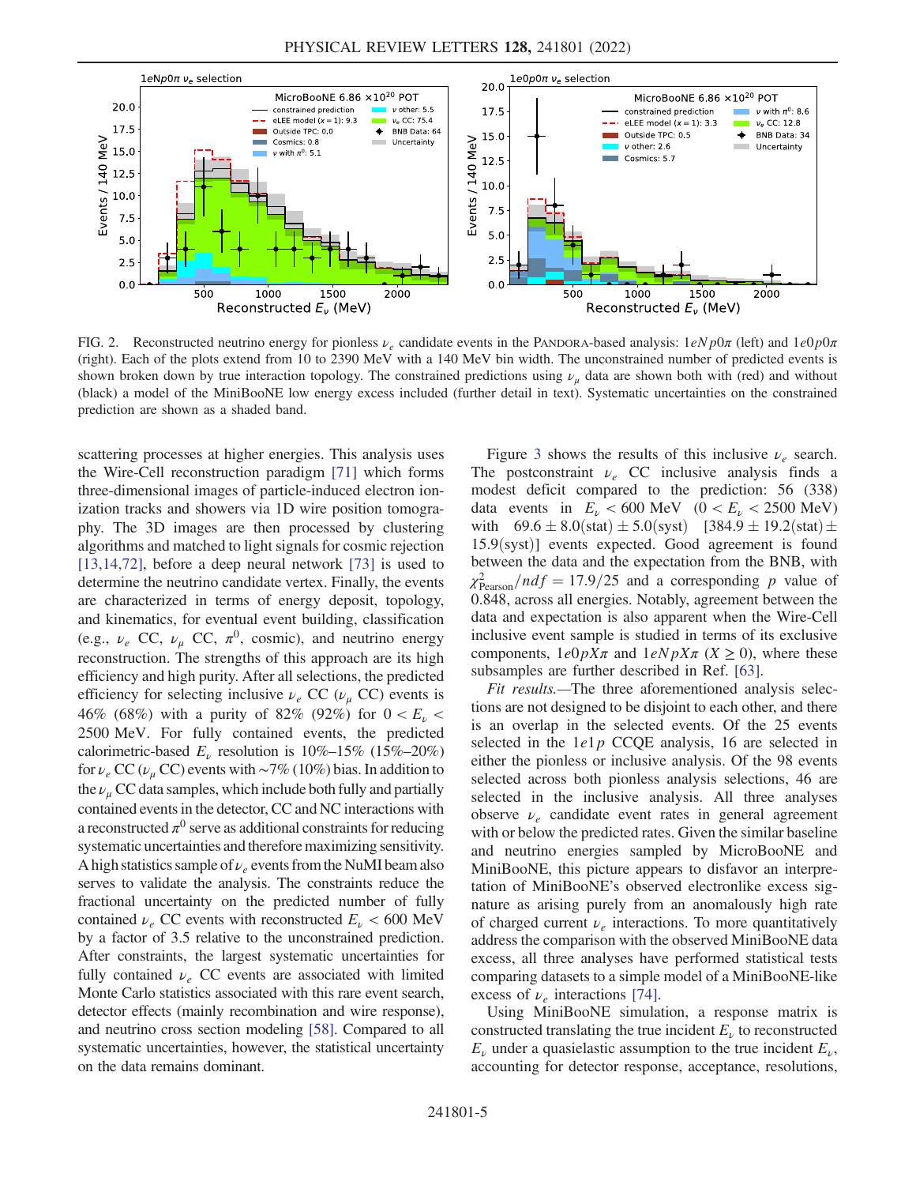FIG. 2. Reconstructed neutrino energy for pionless $\nu_e$ candidate events in the PANDORA-based analysis: $1eNp0\pi$ (left) and $1e0p0\pi$ (right). Each of the plots extend from 10 to 2390 MeV with a 140 MeV bin width. The unconstrained number of predicted events is shown broken down by true interaction topology. The constrained predictions using $\nu_\mu$ data are shown both with (red) and without (black) a model of the MiniBooNE low energy excess included (further detail in text). Systematic uncertainties on the constrained prediction are shown as a shaded band.

scattering processes at higher energies. This analysis uses the Wire-Cell reconstruction paradigm [71] which forms three-dimensional images of particle-induced electron ionization tracks and showers via 1D wire position tomography. The 3D images are then processed by clustering algorithms and matched to light signals for cosmic rejection [13,14,72], before a deep neural network [73] is used to determine the neutrino candidate vertex. Finally, the events are characterized in terms of energy deposit, topology, and kinematics, for eventual event building, classification (e.g., $\nu_e$ CC, $\nu_\mu$ CC, $\pi^0$, cosmic), and neutrino energy reconstruction. The strengths of this approach are its high efficiency and high purity. After all selections, the predicted efficiency for selecting inclusive $\nu_e$ CC ($\nu_\mu$ CC) events is 46% (68%) with a purity of 82% (92%) for $0 < E_\nu < 2500$ MeV. For fully contained events, the predicted calorimetric-based $E_\nu$ resolution is 10%–15% (15%–20%) for $\nu_e$ CC ($\nu_\mu$ CC) events with ~7% (10%) bias. In addition to the $\nu_\mu$ CC data samples, which include both fully and partially contained events in the detector, CC and NC interactions with a reconstructed $\pi^0$ serve as additional constraints for reducing systematic uncertainties and therefore maximizing sensitivity. A high statistics sample of $\nu_e$ events from the NuMI beam also serves to validate the analysis. The constraints reduce the fractional uncertainty on the predicted number of fully contained $\nu_e$ CC events with reconstructed $E_\nu < 600$ MeV by a factor of 3.5 relative to the unconstrained prediction. After constraints, the largest systematic uncertainties for fully contained $\nu_e$ CC events are associated with limited Monte Carlo statistics associated with this rare event search, detector effects (mainly recombination and wire response), and neutrino cross section modeling [58]. Compared to all systematic uncertainties, however, the statistical uncertainty on the data remains dominant.

Figure 3 shows the results of this inclusive $\nu_e$ search. The postconstraint $\nu_e$ CC inclusive analysis finds a modest deficit compared to the prediction: 56 (338) data events in $E_\nu < 600$ MeV ($0 < E_\nu < 2500$ MeV) with $69.6 \pm 8.0(\text{stat}) \pm 5.0(\text{syst})$ [$384.9 \pm 19.2(\text{stat}) \pm 15.9(\text{syst})$] events expected. Good agreement is found between the data and the expectation from the BNB, with $\chi^2_{\text{Pearson}}/ndf = 17.9/25$ and a corresponding $p$ value of 0.848, across all energies. Notably, agreement between the data and expectation is also apparent when the Wire-Cell inclusive event sample is studied in terms of its exclusive components, $1e0pX\pi$ and $1eNpX\pi$ ($X \geq 0$), where these subsamples are further described in Ref. [63].

*Fit results.*—The three aforementioned analysis selections are not designed to be disjoint to each other, and there is an overlap in the selected events. Of the 25 events selected in the $1e1p$ CCQE analysis, 16 are selected in either the pionless or inclusive analysis. Of the 98 events selected across both pionless analysis selections, 46 are selected in the inclusive analysis. All three analyses observe $\nu_e$ candidate event rates in general agreement with or below the predicted rates. Given the similar baseline and neutrino energies sampled by MicroBooNE and MiniBooNE, this picture appears to disfavor an interpretation of MiniBooNE's observed electronlike excess signature as arising purely from an anomalously high rate of charged current $\nu_e$ interactions. To more quantitatively address the comparison with the observed MiniBooNE data excess, all three analyses have performed statistical tests comparing datasets to a simple model of a MiniBooNE-like excess of $\nu_e$ interactions [74].

Using MiniBooNE simulation, a response matrix is constructed translating the true incident $E_\nu$ to reconstructed $E_\nu$ under a quasielastic assumption to the true incident $E_\nu$, accounting for detector response, acceptance, resolutions,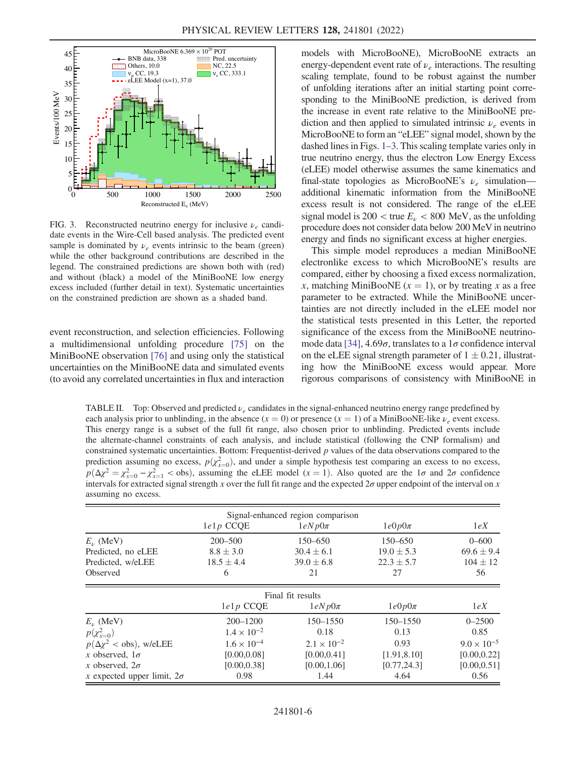FIG. 3. Reconstructed neutrino energy for inclusive $\nu_e$ candidate events in the Wire-Cell based analysis. The predicted event sample is dominated by $\nu_e$ events intrinsic to the beam (green) while the other background contributions are described in the legend. The constrained predictions are shown both with (red) and without (black) a model of the MiniBooNE low energy excess included (further detail in text). Systematic uncertainties on the constrained prediction are shown as a shaded band.

event reconstruction, and selection efficiencies. Following a multidimensional unfolding procedure [75] on the MiniBooNE observation [76] and using only the statistical uncertainties on the MiniBooNE data and simulated events (to avoid any correlated uncertainties in flux and interaction models with MicroBooNE), MicroBooNE extracts an energy-dependent event rate of $\nu_e$ interactions. The resulting scaling template, found to be robust against the number of unfolding iterations after an initial starting point corresponding to the MiniBooNE prediction, is derived from the increase in event rate relative to the MiniBooNE prediction and then applied to simulated intrinsic $\nu_e$ events in MicroBooNE to form an "eLEE" signal model, shown by the dashed lines in Figs. 1–3. This scaling template varies only in true neutrino energy, thus the electron Low Energy Excess (eLEE) model otherwise assumes the same kinematics and final-state topologies as MicroBooNE's $\nu_e$ simulation—additional kinematic information from the MiniBooNE excess result is not considered. The range of the eLEE signal model is $200 <$ true $E_\nu < 800$ MeV, as the unfolding procedure does not consider data below 200 MeV in neutrino energy and finds no significant excess at higher energies.

This simple model reproduces a median MiniBooNE electronlike excess to which MicroBooNE's results are compared, either by choosing a fixed excess normalization, $x$, matching MiniBooNE ($x = 1$), or by treating $x$ as a free parameter to be extracted. While the MiniBooNE uncertainties are not directly included in the eLEE model nor the statistical tests presented in this Letter, the reported significance of the excess from the MiniBooNE neutrino-mode data [34], $4.69\sigma$, translates to a $1\sigma$ confidence interval on the eLEE signal strength parameter of $1 \pm 0.21$, illustrating how the MiniBooNE excess would appear. More rigorous comparisons of consistency with MiniBooNE in

TABLE II. Top: Observed and predicted $\nu_e$ candidates in the signal-enhanced neutrino energy range predefined by each analysis prior to unblinding, in the absence ($x = 0$) or presence ($x = 1$) of a MiniBooNE-like $\nu_e$ event excess. This energy range is a subset of the full fit range, also chosen prior to unblinding. Predicted events include the alternate-channel constraints of each analysis, and include statistical (following the CNP formalism) and constrained systematic uncertainties. Bottom: Frequentist-derived $p$ values of the data observations compared to the prediction assuming no excess, $p(\chi^2_{x=0})$, and under a simple hypothesis test comparing an excess to no excess, $p(\Delta\chi^2 = \chi^2_{x=0} - \chi^2_{x=1} <$ obs), assuming the eLEE model ($x = 1$). Also quoted are the $1\sigma$ and $2\sigma$ confidence intervals for extracted signal strength $x$ over the full fit range and the expected $2\sigma$ upper endpoint of the interval on $x$ assuming no excess.

| Signal-enhanced region comparison | $1e1p$ CCQE | $1eNp0\pi$ | $1e0p0\pi$ | $1eX$ |
|---|---|---|---|---|
| $E_\nu$ (MeV) | 200–500 | 150–650 | 150–650 | 0–600 |
| Predicted, no eLEE | $8.8 \pm 3.0$ | $30.4 \pm 6.1$ | $19.0 \pm 5.3$ | $69.6 \pm 9.4$ |
| Predicted, w/eLEE | $18.5 \pm 4.4$ | $39.0 \pm 6.8$ | $22.3 \pm 5.7$ | $104 \pm 12$ |
| Observed | 6 | 21 | 27 | 56 |

| Final fit results | $1e1p$ CCQE | $1eNp0\pi$ | $1e0p0\pi$ | $1eX$ |
|---|---|---|---|---|
| $E_\nu$ (MeV) | 200–1200 | 150–1550 | 150–1550 | 0–2500 |
| $p(\chi^2_{x=0})$ | $1.4 \times 10^{-2}$ | 0.18 | 0.13 | 0.85 |
| $p(\Delta\chi^2 <$ obs), w/eLEE | $1.6 \times 10^{-4}$ | $2.1 \times 10^{-2}$ | 0.93 | $9.0 \times 10^{-5}$ |
| $x$ observed, $1\sigma$ | [0.00,0.08] | [0.00,0.41] | [1.91,8.10] | [0.00,0.22] |
| $x$ observed, $2\sigma$ | [0.00,0.38] | [0.00,1.06] | [0.77,24.3] | [0.00,0.51] |
| $x$ expected upper limit, $2\sigma$ | 0.98 | 1.44 | 4.64 | 0.56 |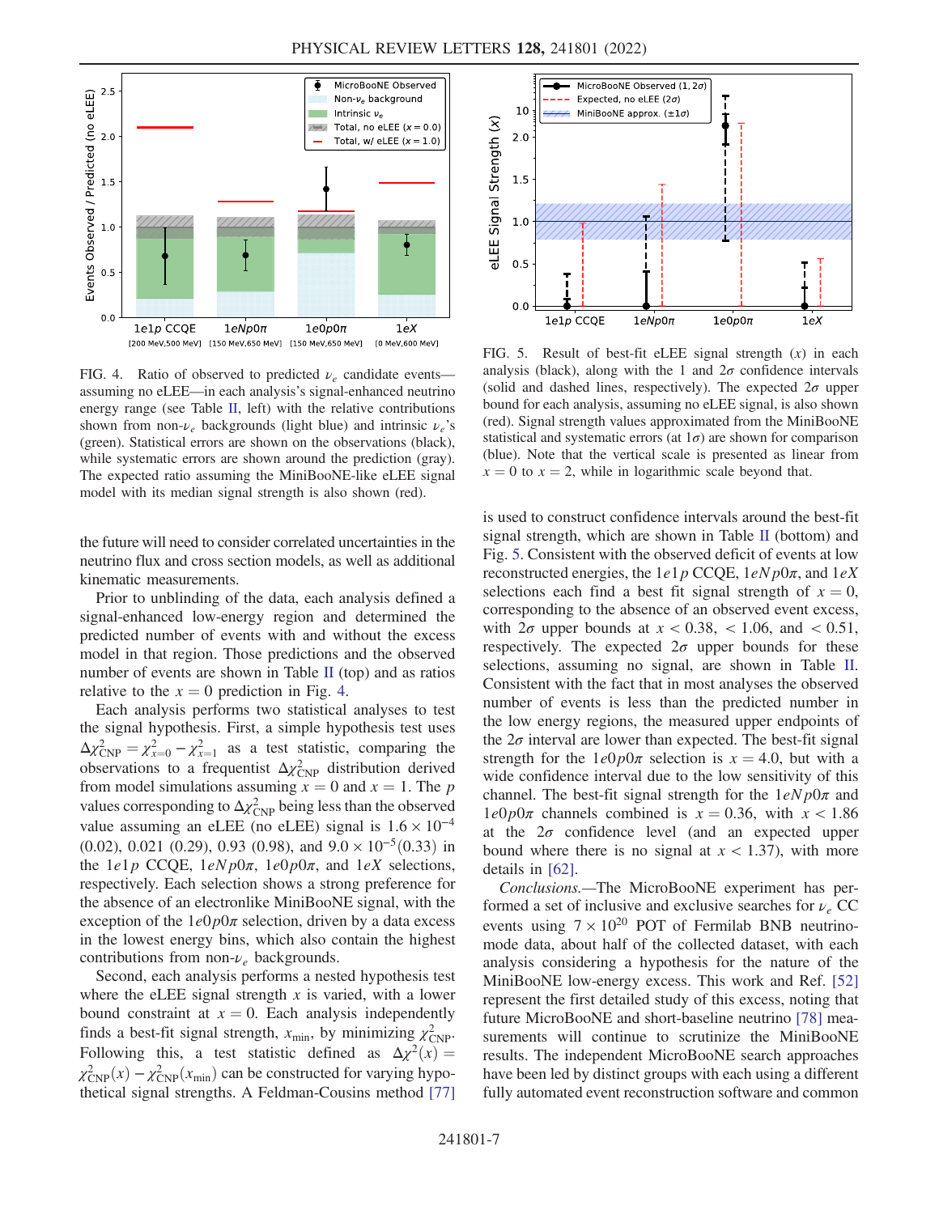FIG. 4. Ratio of observed to predicted $\nu_e$ candidate events—assuming no eLEE—in each analysis's signal-enhanced neutrino energy range (see Table II, left) with the relative contributions shown from non-$\nu_e$ backgrounds (light blue) and intrinsic $\nu_e$'s (green). Statistical errors are shown on the observations (black), while systematic errors are shown around the prediction (gray). The expected ratio assuming the MiniBooNE-like eLEE signal model with its median signal strength is also shown (red).

FIG. 5. Result of best-fit eLEE signal strength ($x$) in each analysis (black), along with the 1 and $2\sigma$ confidence intervals (solid and dashed lines, respectively). The expected $2\sigma$ upper bound for each analysis, assuming no eLEE signal, is also shown (red). Signal strength values approximated from the MiniBooNE statistical and systematic errors (at $1\sigma$) are shown for comparison (blue). Note that the vertical scale is presented as linear from $x = 0$ to $x = 2$, while in logarithmic scale beyond that.

the future will need to consider correlated uncertainties in the neutrino flux and cross section models, as well as additional kinematic measurements.

Prior to unblinding of the data, each analysis defined a signal-enhanced low-energy region and determined the predicted number of events with and without the excess model in that region. Those predictions and the observed number of events are shown in Table II (top) and as ratios relative to the $x = 0$ prediction in Fig. 4.

Each analysis performs two statistical analyses to test the signal hypothesis. First, a simple hypothesis test uses $\Delta\chi^2_{\mathrm{CNP}} = \chi^2_{x=0} - \chi^2_{x=1}$ as a test statistic, comparing the observations to a frequentist $\Delta\chi^2_{\mathrm{CNP}}$ distribution derived from model simulations assuming $x = 0$ and $x = 1$. The $p$ values corresponding to $\Delta\chi^2_{\mathrm{CNP}}$ being less than the observed value assuming an eLEE (no eLEE) signal is $1.6 \times 10^{-4}$ (0.02), 0.021 (0.29), 0.93 (0.98), and $9.0 \times 10^{-5}$(0.33) in the $1e1p$ CCQE, $1eNp0\pi$, $1e0p0\pi$, and $1eX$ selections, respectively. Each selection shows a strong preference for the absence of an electronlike MiniBooNE signal, with the exception of the $1e0p0\pi$ selection, driven by a data excess in the lowest energy bins, which also contain the highest contributions from non-$\nu_e$ backgrounds.

Second, each analysis performs a nested hypothesis test where the eLEE signal strength $x$ is varied, with a lower bound constraint at $x = 0$. Each analysis independently finds a best-fit signal strength, $x_{\mathrm{min}}$, by minimizing $\chi^2_{\mathrm{CNP}}$. Following this, a test statistic defined as $\Delta\chi^2(x) = \chi^2_{\mathrm{CNP}}(x) - \chi^2_{\mathrm{CNP}}(x_{\mathrm{min}})$ can be constructed for varying hypothetical signal strengths. A Feldman-Cousins method [77] is used to construct confidence intervals around the best-fit signal strength, which are shown in Table II (bottom) and Fig. 5. Consistent with the observed deficit of events at low reconstructed energies, the $1e1p$ CCQE, $1eNp0\pi$, and $1eX$ selections each find a best fit signal strength of $x = 0$, corresponding to the absence of an observed event excess, with $2\sigma$ upper bounds at $x < 0.38$, $< 1.06$, and $< 0.51$, respectively. The expected $2\sigma$ upper bounds for these selections, assuming no signal, are shown in Table II. Consistent with the fact that in most analyses the observed number of events is less than the predicted number in the low energy regions, the measured upper endpoints of the $2\sigma$ interval are lower than expected. The best-fit signal strength for the $1e0p0\pi$ selection is $x = 4.0$, but with a wide confidence interval due to the low sensitivity of this channel. The best-fit signal strength for the $1eNp0\pi$ and $1e0p0\pi$ channels combined is $x = 0.36$, with $x < 1.86$ at the $2\sigma$ confidence level (and an expected upper bound where there is no signal at $x < 1.37$), with more details in [62].

*Conclusions.*—The MicroBooNE experiment has performed a set of inclusive and exclusive searches for $\nu_e$ CC events using $7 \times 10^{20}$ POT of Fermilab BNB neutrino-mode data, about half of the collected dataset, with each analysis considering a hypothesis for the nature of the MiniBooNE low-energy excess. This work and Ref. [52] represent the first detailed study of this excess, noting that future MicroBooNE and short-baseline neutrino [78] measurements will continue to scrutinize the MiniBooNE results. The independent MicroBooNE search approaches have been led by distinct groups with each using a different fully automated event reconstruction software and common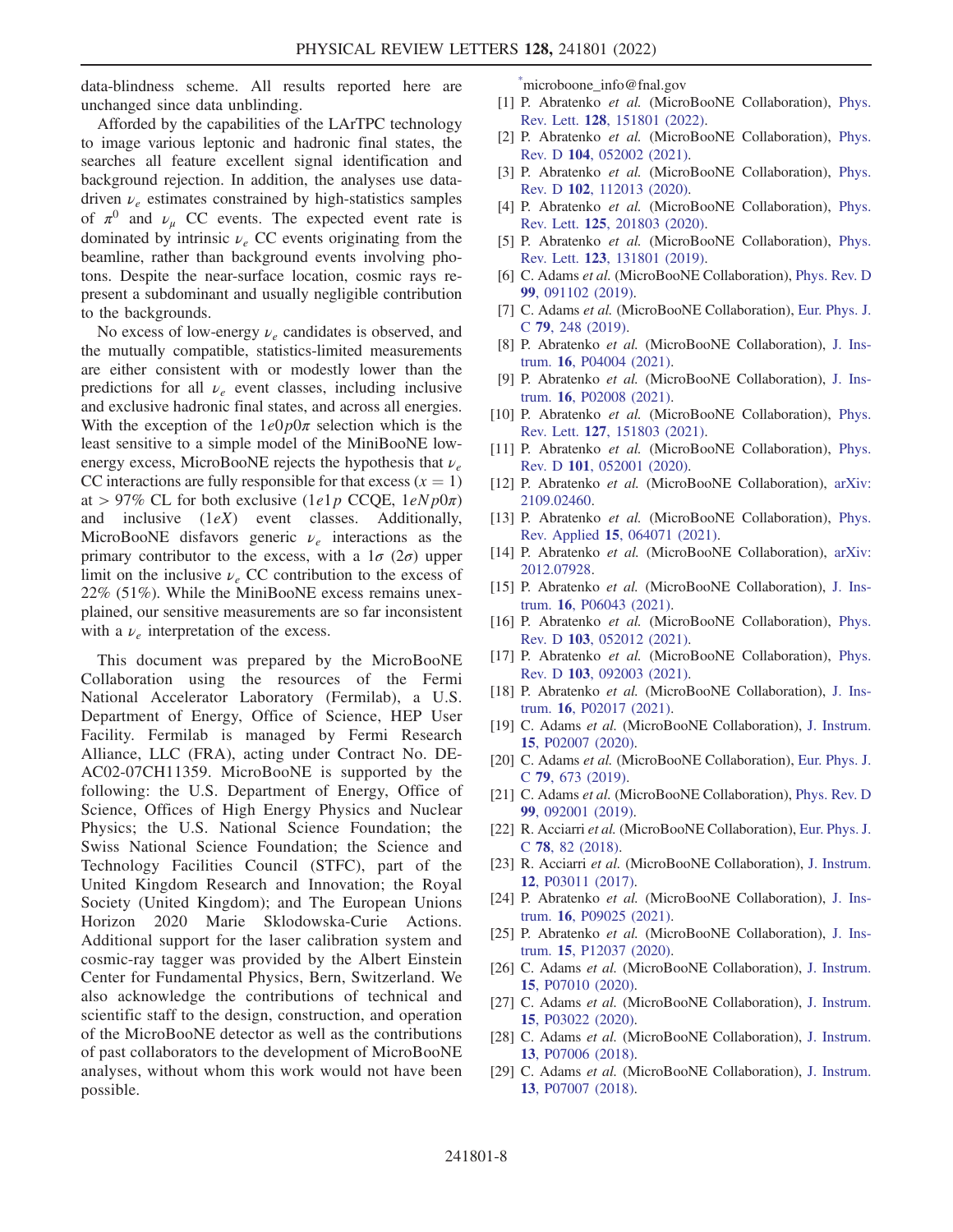data-blindness scheme. All results reported here are unchanged since data unblinding.

Afforded by the capabilities of the LArTPC technology to image various leptonic and hadronic final states, the searches all feature excellent signal identification and background rejection. In addition, the analyses use data-driven $\nu_e$ estimates constrained by high-statistics samples of $\pi^0$ and $\nu_\mu$ CC events. The expected event rate is dominated by intrinsic $\nu_e$ CC events originating from the beamline, rather than background events involving photons. Despite the near-surface location, cosmic rays represent a subdominant and usually negligible contribution to the backgrounds.

No excess of low-energy $\nu_e$ candidates is observed, and the mutually compatible, statistics-limited measurements are either consistent with or modestly lower than the predictions for all $\nu_e$ event classes, including inclusive and exclusive hadronic final states, and across all energies. With the exception of the $1e0p0\pi$ selection which is the least sensitive to a simple model of the MiniBooNE low-energy excess, MicroBooNE rejects the hypothesis that $\nu_e$ CC interactions are fully responsible for that excess ($x = 1$) at $> 97\%$ CL for both exclusive ($1e1p$ CCQE, $1eNp0\pi$) and inclusive ($1eX$) event classes. Additionally, MicroBooNE disfavors generic $\nu_e$ interactions as the primary contributor to the excess, with a $1\sigma$ ($2\sigma$) upper limit on the inclusive $\nu_e$ CC contribution to the excess of 22% (51%). While the MiniBooNE excess remains unexplained, our sensitive measurements are so far inconsistent with a $\nu_e$ interpretation of the excess.

This document was prepared by the MicroBooNE Collaboration using the resources of the Fermi National Accelerator Laboratory (Fermilab), a U.S. Department of Energy, Office of Science, HEP User Facility. Fermilab is managed by Fermi Research Alliance, LLC (FRA), acting under Contract No. DE-AC02-07CH11359. MicroBooNE is supported by the following: the U.S. Department of Energy, Office of Science, Offices of High Energy Physics and Nuclear Physics; the U.S. National Science Foundation; the Swiss National Science Foundation; the Science and Technology Facilities Council (STFC), part of the United Kingdom Research and Innovation; the Royal Society (United Kingdom); and The European Unions Horizon 2020 Marie Sklodowska-Curie Actions. Additional support for the laser calibration system and cosmic-ray tagger was provided by the Albert Einstein Center for Fundamental Physics, Bern, Switzerland. We also acknowledge the contributions of technical and scientific staff to the design, construction, and operation of the MicroBooNE detector as well as the contributions of past collaborators to the development of MicroBooNE analyses, without whom this work would not have been possible.

[*] microboone_info@fnal.gov

[1] P. Abratenko *et al.* (MicroBooNE Collaboration), Phys. Rev. Lett. **128**, 151801 (2022).

[2] P. Abratenko *et al.* (MicroBooNE Collaboration), Phys. Rev. D **104**, 052002 (2021).

[3] P. Abratenko *et al.* (MicroBooNE Collaboration), Phys. Rev. D **102**, 112013 (2020).

[4] P. Abratenko *et al.* (MicroBooNE Collaboration), Phys. Rev. Lett. **125**, 201803 (2020).

[5] P. Abratenko *et al.* (MicroBooNE Collaboration), Phys. Rev. Lett. **123**, 131801 (2019).

[6] C. Adams *et al.* (MicroBooNE Collaboration), Phys. Rev. D **99**, 091102 (2019).

[7] C. Adams *et al.* (MicroBooNE Collaboration), Eur. Phys. J. C **79**, 248 (2019).

[8] P. Abratenko *et al.* (MicroBooNE Collaboration), J. Instrum. **16**, P04004 (2021).

[9] P. Abratenko *et al.* (MicroBooNE Collaboration), J. Instrum. **16**, P02008 (2021).

[10] P. Abratenko *et al.* (MicroBooNE Collaboration), Phys. Rev. Lett. **127**, 151803 (2021).

[11] P. Abratenko *et al.* (MicroBooNE Collaboration), Phys. Rev. D **101**, 052001 (2020).

[12] P. Abratenko *et al.* (MicroBooNE Collaboration), arXiv: 2109.02460.

[13] P. Abratenko *et al.* (MicroBooNE Collaboration), Phys. Rev. Applied **15**, 064071 (2021).

[14] P. Abratenko *et al.* (MicroBooNE Collaboration), arXiv: 2012.07928.

[15] P. Abratenko *et al.* (MicroBooNE Collaboration), J. Instrum. **16**, P06043 (2021).

[16] P. Abratenko *et al.* (MicroBooNE Collaboration), Phys. Rev. D **103**, 052012 (2021).

[17] P. Abratenko *et al.* (MicroBooNE Collaboration), Phys. Rev. D **103**, 092003 (2021).

[18] P. Abratenko *et al.* (MicroBooNE Collaboration), J. Instrum. **16**, P02017 (2021).

[19] C. Adams *et al.* (MicroBooNE Collaboration), J. Instrum. **15**, P02007 (2020).

[20] C. Adams *et al.* (MicroBooNE Collaboration), Eur. Phys. J. C **79**, 673 (2019).

[21] C. Adams *et al.* (MicroBooNE Collaboration), Phys. Rev. D **99**, 092001 (2019).

[22] R. Acciarri *et al.* (MicroBooNE Collaboration), Eur. Phys. J. C **78**, 82 (2018).

[23] R. Acciarri *et al.* (MicroBooNE Collaboration), J. Instrum. **12**, P03011 (2017).

[24] P. Abratenko *et al.* (MicroBooNE Collaboration), J. Instrum. **16**, P09025 (2021).

[25] P. Abratenko *et al.* (MicroBooNE Collaboration), J. Instrum. **15**, P12037 (2020).

[26] C. Adams *et al.* (MicroBooNE Collaboration), J. Instrum. **15**, P07010 (2020).

[27] C. Adams *et al.* (MicroBooNE Collaboration), J. Instrum. **15**, P03022 (2020).

[28] C. Adams *et al.* (MicroBooNE Collaboration), J. Instrum. **13**, P07006 (2018).

[29] C. Adams *et al.* (MicroBooNE Collaboration), J. Instrum. **13**, P07007 (2018).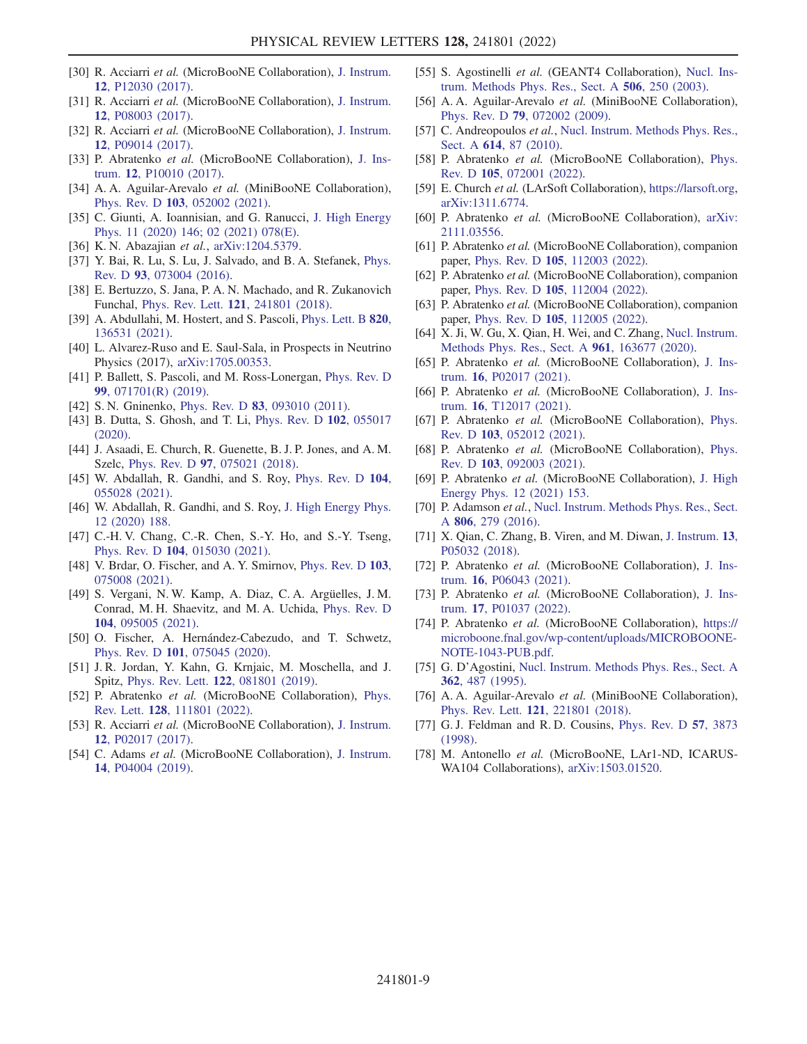[30] R. Acciarri *et al.* (MicroBooNE Collaboration), J. Instrum. **12**, P12030 (2017).

[31] R. Acciarri *et al.* (MicroBooNE Collaboration), J. Instrum. **12**, P08003 (2017).

[32] R. Acciarri *et al.* (MicroBooNE Collaboration), J. Instrum. **12**, P09014 (2017).

[33] P. Abratenko *et al.* (MicroBooNE Collaboration), J. Instrum. **12**, P10010 (2017).

[34] A. A. Aguilar-Arevalo *et al.* (MiniBooNE Collaboration), Phys. Rev. D **103**, 052002 (2021).

[35] C. Giunti, A. Ioannisian, and G. Ranucci, J. High Energy Phys. 11 (2020) 146; 02 (2021) 078(E).

[36] K. N. Abazajian *et al.*, arXiv:1204.5379.

[37] Y. Bai, R. Lu, S. Lu, J. Salvado, and B. A. Stefanek, Phys. Rev. D **93**, 073004 (2016).

[38] E. Bertuzzo, S. Jana, P. A. N. Machado, and R. Zukanovich Funchal, Phys. Rev. Lett. **121**, 241801 (2018).

[39] A. Abdullahi, M. Hostert, and S. Pascoli, Phys. Lett. B **820**, 136531 (2021).

[40] L. Alvarez-Ruso and E. Saul-Sala, in Prospects in Neutrino Physics (2017), arXiv:1705.00353.

[41] P. Ballett, S. Pascoli, and M. Ross-Lonergan, Phys. Rev. D **99**, 071701(R) (2019).

[42] S. N. Gninenko, Phys. Rev. D **83**, 093010 (2011).

[43] B. Dutta, S. Ghosh, and T. Li, Phys. Rev. D **102**, 055017 (2020).

[44] J. Asaadi, E. Church, R. Guenette, B. J. P. Jones, and A. M. Szelc, Phys. Rev. D **97**, 075021 (2018).

[45] W. Abdallah, R. Gandhi, and S. Roy, Phys. Rev. D **104**, 055028 (2021).

[46] W. Abdallah, R. Gandhi, and S. Roy, J. High Energy Phys. 12 (2020) 188.

[47] C.-H. V. Chang, C.-R. Chen, S.-Y. Ho, and S.-Y. Tseng, Phys. Rev. D **104**, 015030 (2021).

[48] V. Brdar, O. Fischer, and A. Y. Smirnov, Phys. Rev. D **103**, 075008 (2021).

[49] S. Vergani, N. W. Kamp, A. Diaz, C. A. Argüelles, J. M. Conrad, M. H. Shaevitz, and M. A. Uchida, Phys. Rev. D **104**, 095005 (2021).

[50] O. Fischer, A. Hernández-Cabezudo, and T. Schwetz, Phys. Rev. D **101**, 075045 (2020).

[51] J. R. Jordan, Y. Kahn, G. Krnjaic, M. Moschella, and J. Spitz, Phys. Rev. Lett. **122**, 081801 (2019).

[52] P. Abratenko *et al.* (MicroBooNE Collaboration), Phys. Rev. Lett. **128**, 111801 (2022).

[53] R. Acciarri *et al.* (MicroBooNE Collaboration), J. Instrum. **12**, P02017 (2017).

[54] C. Adams *et al.* (MicroBooNE Collaboration), J. Instrum. **14**, P04004 (2019).

[55] S. Agostinelli *et al.* (GEANT4 Collaboration), Nucl. Instrum. Methods Phys. Res., Sect. A **506**, 250 (2003).

[56] A. A. Aguilar-Arevalo *et al.* (MiniBooNE Collaboration), Phys. Rev. D **79**, 072002 (2009).

[57] C. Andreopoulos *et al.*, Nucl. Instrum. Methods Phys. Res., Sect. A **614**, 87 (2010).

[58] P. Abratenko *et al.* (MicroBooNE Collaboration), Phys. Rev. D **105**, 072001 (2022).

[59] E. Church *et al.* (LArSoft Collaboration), https://larsoft.org, arXiv:1311.6774.

[60] P. Abratenko *et al.* (MicroBooNE Collaboration), arXiv: 2111.03556.

[61] P. Abratenko *et al.* (MicroBooNE Collaboration), companion paper, Phys. Rev. D **105**, 112003 (2022).

[62] P. Abratenko *et al.* (MicroBooNE Collaboration), companion paper, Phys. Rev. D **105**, 112004 (2022).

[63] P. Abratenko *et al.* (MicroBooNE Collaboration), companion paper, Phys. Rev. D **105**, 112005 (2022).

[64] X. Ji, W. Gu, X. Qian, H. Wei, and C. Zhang, Nucl. Instrum. Methods Phys. Res., Sect. A **961**, 163677 (2020).

[65] P. Abratenko *et al.* (MicroBooNE Collaboration), J. Instrum. **16**, P02017 (2021).

[66] P. Abratenko *et al.* (MicroBooNE Collaboration), J. Instrum. **16**, T12017 (2021).

[67] P. Abratenko *et al.* (MicroBooNE Collaboration), Phys. Rev. D **103**, 052012 (2021).

[68] P. Abratenko *et al.* (MicroBooNE Collaboration), Phys. Rev. D **103**, 092003 (2021).

[69] P. Abratenko *et al.* (MicroBooNE Collaboration), J. High Energy Phys. 12 (2021) 153.

[70] P. Adamson *et al.*, Nucl. Instrum. Methods Phys. Res., Sect. A **806**, 279 (2016).

[71] X. Qian, C. Zhang, B. Viren, and M. Diwan, J. Instrum. **13**, P05032 (2018).

[72] P. Abratenko *et al.* (MicroBooNE Collaboration), J. Instrum. **16**, P06043 (2021).

[73] P. Abratenko *et al.* (MicroBooNE Collaboration), J. Instrum. **17**, P01037 (2022).

[74] P. Abratenko *et al.* (MicroBooNE Collaboration), https://microboone.fnal.gov/wp-content/uploads/MICROBOONE-NOTE-1043-PUB.pdf.

[75] G. D'Agostini, Nucl. Instrum. Methods Phys. Res., Sect. A **362**, 487 (1995).

[76] A. A. Aguilar-Arevalo *et al.* (MiniBooNE Collaboration), Phys. Rev. Lett. **121**, 221801 (2018).

[77] G. J. Feldman and R. D. Cousins, Phys. Rev. D **57**, 3873 (1998).

[78] M. Antonello *et al.* (MicroBooNE, LAr1-ND, ICARUS-WA104 Collaborations), arXiv:1503.01520.